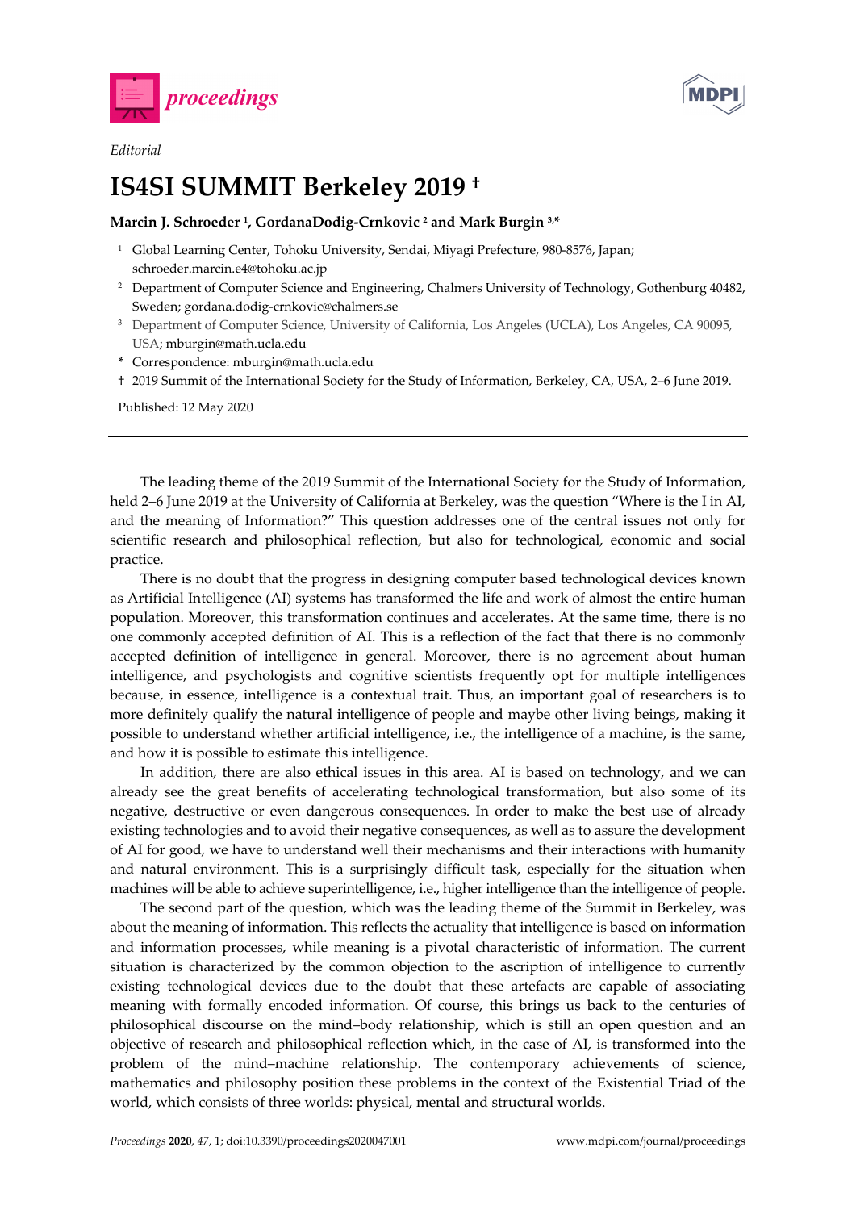*Editorial*

# IS4SI SUMMIT Berkeley 2019 †

**Marcin J. Schroeder [1], GordanaDodig-Crnkovic [2] and Mark Burgin [3,*]**

[1] Global Learning Center, Tohoku University, Sendai, Miyagi Prefecture, 980-8576, Japan; schroeder.marcin.e4@tohoku.ac.jp

[2] Department of Computer Science and Engineering, Chalmers University of Technology, Gothenburg 40482, Sweden; gordana.dodig-crnkovic@chalmers.se

[3] Department of Computer Science, University of California, Los Angeles (UCLA), Los Angeles, CA 90095, USA; mburgin@math.ucla.edu

\* Correspondence: mburgin@math.ucla.edu

† 2019 Summit of the International Society for the Study of Information, Berkeley, CA, USA, 2–6 June 2019.

Published: 12 May 2020

---

The leading theme of the 2019 Summit of the International Society for the Study of Information, held 2–6 June 2019 at the University of California at Berkeley, was the question "Where is the I in AI, and the meaning of Information?" This question addresses one of the central issues not only for scientific research and philosophical reflection, but also for technological, economic and social practice.

There is no doubt that the progress in designing computer based technological devices known as Artificial Intelligence (AI) systems has transformed the life and work of almost the entire human population. Moreover, this transformation continues and accelerates. At the same time, there is no one commonly accepted definition of AI. This is a reflection of the fact that there is no commonly accepted definition of intelligence in general. Moreover, there is no agreement about human intelligence, and psychologists and cognitive scientists frequently opt for multiple intelligences because, in essence, intelligence is a contextual trait. Thus, an important goal of researchers is to more definitely qualify the natural intelligence of people and maybe other living beings, making it possible to understand whether artificial intelligence, i.e., the intelligence of a machine, is the same, and how it is possible to estimate this intelligence.

In addition, there are also ethical issues in this area. AI is based on technology, and we can already see the great benefits of accelerating technological transformation, but also some of its negative, destructive or even dangerous consequences. In order to make the best use of already existing technologies and to avoid their negative consequences, as well as to assure the development of AI for good, we have to understand well their mechanisms and their interactions with humanity and natural environment. This is a surprisingly difficult task, especially for the situation when machines will be able to achieve superintelligence, i.e., higher intelligence than the intelligence of people.

The second part of the question, which was the leading theme of the Summit in Berkeley, was about the meaning of information. This reflects the actuality that intelligence is based on information and information processes, while meaning is a pivotal characteristic of information. The current situation is characterized by the common objection to the ascription of intelligence to currently existing technological devices due to the doubt that these artefacts are capable of associating meaning with formally encoded information. Of course, this brings us back to the centuries of philosophical discourse on the mind–body relationship, which is still an open question and an objective of research and philosophical reflection which, in the case of AI, is transformed into the problem of the mind–machine relationship. The contemporary achievements of science, mathematics and philosophy position these problems in the context of the Existential Triad of the world, which consists of three worlds: physical, mental and structural worlds.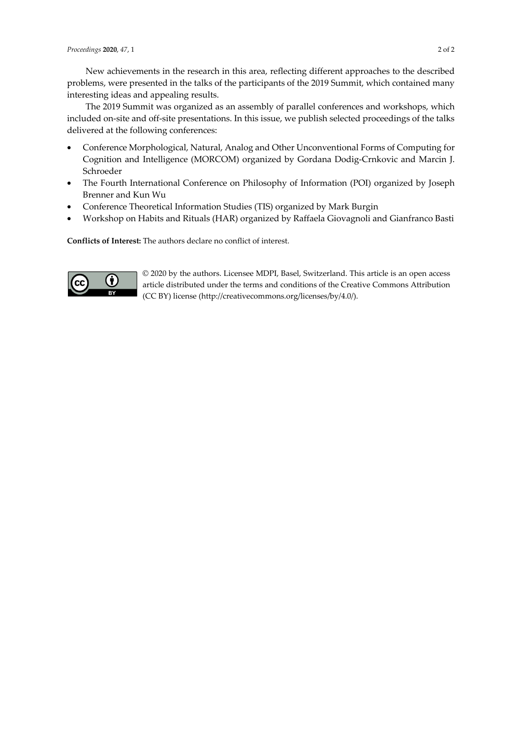New achievements in the research in this area, reflecting different approaches to the described problems, were presented in the talks of the participants of the 2019 Summit, which contained many interesting ideas and appealing results.

The 2019 Summit was organized as an assembly of parallel conferences and workshops, which included on-site and off-site presentations. In this issue, we publish selected proceedings of the talks delivered at the following conferences:

- Conference Morphological, Natural, Analog and Other Unconventional Forms of Computing for Cognition and Intelligence (MORCOM) organized by Gordana Dodig-Crnkovic and Marcin J. Schroeder
- The Fourth International Conference on Philosophy of Information (POI) organized by Joseph Brenner and Kun Wu
- Conference Theoretical Information Studies (TIS) organized by Mark Burgin
- Workshop on Habits and Rituals (HAR) organized by Raffaela Giovagnoli and Gianfranco Basti

**Conflicts of Interest:** The authors declare no conflict of interest.

© 2020 by the authors. Licensee MDPI, Basel, Switzerland. This article is an open access article distributed under the terms and conditions of the Creative Commons Attribution (CC BY) license (http://creativecommons.org/licenses/by/4.0/).